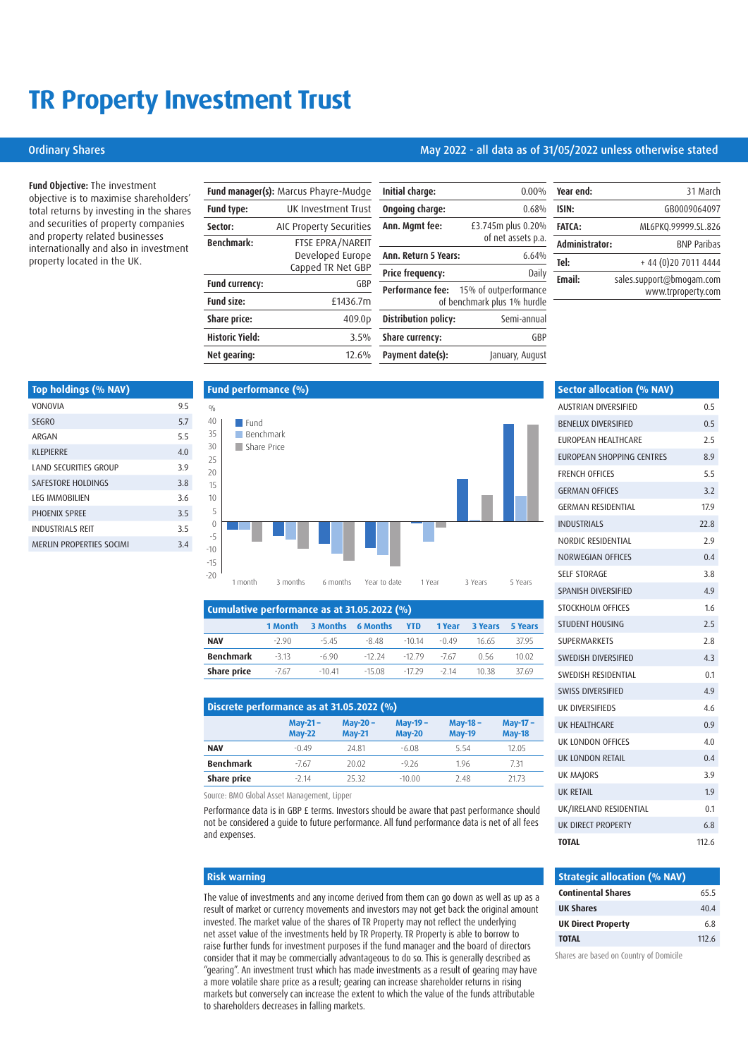# TR Property Investment Trust

## Ordinary Shares

May 2022 - all data as of 31/05/2022 unless otherwise stated

**Fund Objective:** The investment objective is to maximise shareholders' total returns by investing in the shares and securities of property companies and property related businesses internationally and also in investment property located in the UK.

| | |
|---|---|
| **Fund manager(s):** | Marcus Phayre-Mudge |
| **Fund type:** | UK Investment Trust |
| **Sector:** | AIC Property Securities |
| **Benchmark:** | FTSE EPRA/NAREIT Developed Europe Capped TR Net GBP |
| **Fund currency:** | GBP |
| **Fund size:** | £1436.7m |
| **Share price:** | 409.0p |
| **Historic Yield:** | 3.5% |
| **Net gearing:** | 12.6% |

| | |
|---|---|
| **Initial charge:** | 0.00% |
| **Ongoing charge:** | 0.68% |
| **Ann. Mgmt fee:** | £3.745m plus 0.20% of net assets p.a. |
| **Ann. Return 5 Years:** | 6.64% |
| **Price frequency:** | Daily |
| **Performance fee:** | 15% of outperformance of benchmark plus 1% hurdle |
| **Distribution policy:** | Semi-annual |
| **Share currency:** | GBP |
| **Payment date(s):** | January, August |

| | |
|---|---|
| **Year end:** | 31 March |
| **ISIN:** | GB0009064097 |
| **FATCA:** | ML6PKQ.99999.SL.826 |
| **Administrator:** | BNP Paribas |
| **Tel:** | + 44 (0)20 7011 4444 |
| **Email:** | sales.support@bmogam.com www.trproperty.com |

## Top holdings (% NAV)

| Holding | % NAV |
|---|---|
| VONOVIA | 9.5 |
| SEGRO | 5.7 |
| ARGAN | 5.5 |
| KLEPIERRE | 4.0 |
| LAND SECURITIES GROUP | 3.9 |
| SAFESTORE HOLDINGS | 3.8 |
| LEG IMMOBILIEN | 3.6 |
| PHOENIX SPREE | 3.5 |
| INDUSTRIALS REIT | 3.5 |
| MERLIN PROPERTIES SOCIMI | 3.4 |

## Fund performance (%)

## Cumulative performance as at 31.05.2022 (%)

| | 1 Month | 3 Months | 6 Months | YTD | 1 Year | 3 Years | 5 Years |
|---|---|---|---|---|---|---|---|
| **NAV** | -2.90 | -5.45 | -8.48 | -10.14 | -0.49 | 16.65 | 37.95 |
| **Benchmark** | -3.13 | -6.90 | -12.24 | -12.79 | -7.67 | 0.56 | 10.02 |
| **Share price** | -7.67 | -10.41 | -15.08 | -17.29 | -2.14 | 10.38 | 37.69 |

## Discrete performance as at 31.05.2022 (%)

| | May-21 – May-22 | May-20 – May-21 | May-19 – May-20 | May-18 – May-19 | May-17 – May-18 |
|---|---|---|---|---|---|
| **NAV** | -0.49 | 24.81 | -6.08 | 5.54 | 12.05 |
| **Benchmark** | -7.67 | 20.02 | -9.26 | 1.96 | 7.31 |
| **Share price** | -2.14 | 25.32 | -10.00 | 2.48 | 21.73 |

Source: BMO Global Asset Management, Lipper

Performance data is in GBP £ terms. Investors should be aware that past performance should not be considered a guide to future performance. All fund performance data is net of all fees and expenses.

## Sector allocation (% NAV)

| Sector | % NAV |
|---|---|
| AUSTRIAN DIVERSIFIED | 0.5 |
| BENELUX DIVERSIFIED | 0.5 |
| EUROPEAN HEALTHCARE | 2.5 |
| EUROPEAN SHOPPING CENTRES | 8.9 |
| FRENCH OFFICES | 5.5 |
| GERMAN OFFICES | 3.2 |
| GERMAN RESIDENTIAL | 17.9 |
| INDUSTRIALS | 22.8 |
| NORDIC RESIDENTIAL | 2.9 |
| NORWEGIAN OFFICES | 0.4 |
| SELF STORAGE | 3.8 |
| SPANISH DIVERSIFIED | 4.9 |
| STOCKHOLM OFFICES | 1.6 |
| STUDENT HOUSING | 2.5 |
| SUPERMARKETS | 2.8 |
| SWEDISH DIVERSIFIED | 4.3 |
| SWEDISH RESIDENTIAL | 0.1 |
| SWISS DIVERSIFIED | 4.9 |
| UK DIVERSIFIEDS | 4.6 |
| UK HEALTHCARE | 0.9 |
| UK LONDON OFFICES | 4.0 |
| UK LONDON RETAIL | 0.4 |
| UK MAJORS | 3.9 |
| UK RETAIL | 1.9 |
| UK/IRELAND RESIDENTIAL | 0.1 |
| UK DIRECT PROPERTY | 6.8 |
| **TOTAL** | 112.6 |

## Strategic allocation (% NAV)

| Allocation | % NAV |
|---|---|
| **Continental Shares** | 65.5 |
| **UK Shares** | 40.4 |
| **UK Direct Property** | 6.8 |
| **TOTAL** | 112.6 |

Shares are based on Country of Domicile

## Risk warning

The value of investments and any income derived from them can go down as well as up as a result of market or currency movements and investors may not get back the original amount invested. The market value of the shares of TR Property may not reflect the underlying net asset value of the investments held by TR Property. TR Property is able to borrow to raise further funds for investment purposes if the fund manager and the board of directors consider that it may be commercially advantageous to do so. This is generally described as "gearing". An investment trust which has made investments as a result of gearing may have a more volatile share price as a result; gearing can increase shareholder returns in rising markets but conversely can increase the extent to which the value of the funds attributable to shareholders decreases in falling markets.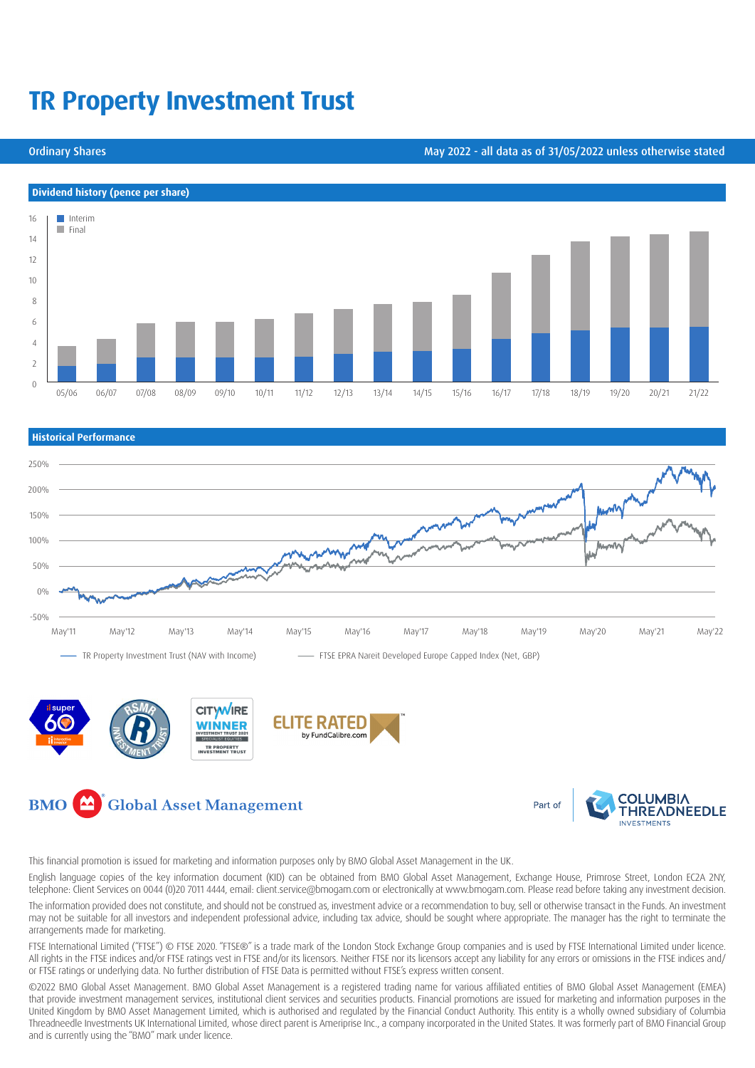# TR Property Investment Trust

Ordinary Shares

May 2022 - all data as of 31/05/2022 unless otherwise stated

## Dividend history (pence per share)

16
14
12
10
8
6
4
2
0

Interim
Final

05/06 06/07 07/08 08/09 09/10 10/11 11/12 12/13 13/14 14/15 15/16 16/17 17/18 18/19 19/20 20/21 21/22

## Historical Performance

250%
200%
150%
100%
50%
0%
-50%

May'11 May'12 May'13 May'14 May'15 May'16 May'17 May'18 May'19 May'20 May'21 May'22

TR Property Investment Trust (NAV with Income)

FTSE EPRA Nareit Developed Europe Capped Index (Net, GBP)

ii super 60

RSMR INVESTMENT TRUST

CITYWIRE WINNER INVESTMENT TRUST 2021 SPECIALIST EQUITIES TR PROPERTY INVESTMENT TRUST

ELITE RATED by FundCalibre.com

BMO Global Asset Management

Part of COLUMBIA THREADNEEDLE INVESTMENTS

This financial promotion is issued for marketing and information purposes only by BMO Global Asset Management in the UK.

English language copies of the key information document (KID) can be obtained from BMO Global Asset Management, Exchange House, Primrose Street, London EC2A 2NY, telephone: Client Services on 0044 (0)20 7011 4444, email: client.service@bmogam.com or electronically at www.bmogam.com. Please read before taking any investment decision.

The information provided does not constitute, and should not be construed as, investment advice or a recommendation to buy, sell or otherwise transact in the Funds. An investment may not be suitable for all investors and independent professional advice, including tax advice, should be sought where appropriate. The manager has the right to terminate the arrangements made for marketing.

FTSE International Limited ("FTSE") © FTSE 2020. "FTSE®" is a trade mark of the London Stock Exchange Group companies and is used by FTSE International Limited under licence. All rights in the FTSE indices and/or FTSE ratings vest in FTSE and/or its licensors. Neither FTSE nor its licensors accept any liability for any errors or omissions in the FTSE indices and/or FTSE ratings or underlying data. No further distribution of FTSE Data is permitted without FTSE's express written consent.

©2022 BMO Global Asset Management. BMO Global Asset Management is a registered trading name for various affiliated entities of BMO Global Asset Management (EMEA) that provide investment management services, institutional client services and securities products. Financial promotions are issued for marketing and information purposes in the United Kingdom by BMO Asset Management Limited, which is authorised and regulated by the Financial Conduct Authority. This entity is a wholly owned subsidiary of Columbia Threadneedle Investments UK International Limited, whose direct parent is Ameriprise Inc., a company incorporated in the United States. It was formerly part of BMO Financial Group and is currently using the "BMO" mark under licence.